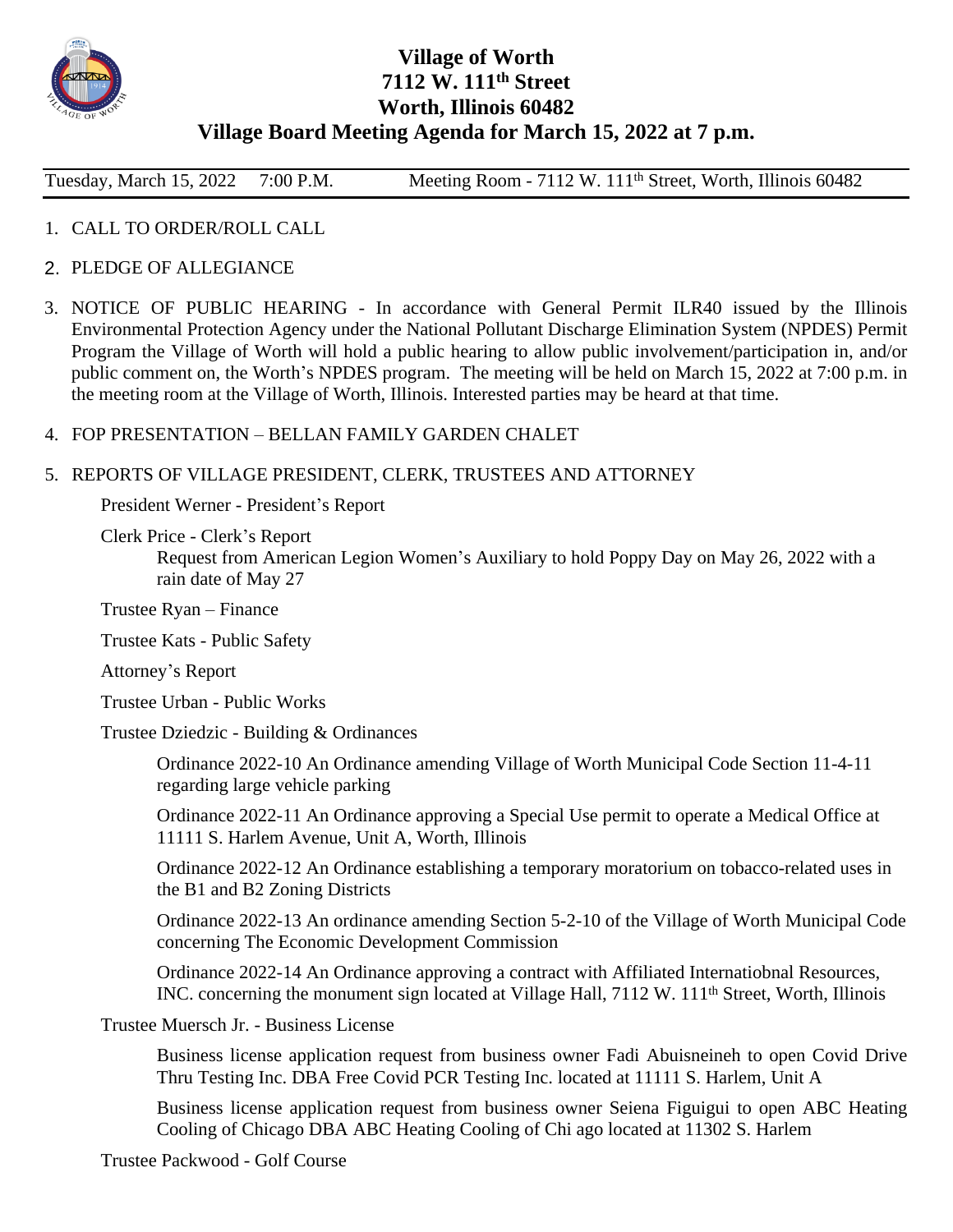# Village of Worth
## 7112 W. 111th Street
## Worth, Illinois 60482
## Village Board Meeting Agenda for March 15, 2022 at 7 p.m.

Tuesday, March 15, 2022 7:00 P.M. Meeting Room - 7112 W. 111th Street, Worth, Illinois 60482

1. CALL TO ORDER/ROLL CALL
2. PLEDGE OF ALLEGIANCE
3. NOTICE OF PUBLIC HEARING - In accordance with General Permit ILR40 issued by the Illinois Environmental Protection Agency under the National Pollutant Discharge Elimination System (NPDES) Permit Program the Village of Worth will hold a public hearing to allow public involvement/participation in, and/or public comment on, the Worth's NPDES program. The meeting will be held on March 15, 2022 at 7:00 p.m. in the meeting room at the Village of Worth, Illinois. Interested parties may be heard at that time.
4. FOP PRESENTATION – BELLAN FAMILY GARDEN CHALET
5. REPORTS OF VILLAGE PRESIDENT, CLERK, TRUSTEES AND ATTORNEY

   President Werner - President's Report

   Clerk Price - Clerk's Report

   Request from American Legion Women's Auxiliary to hold Poppy Day on May 26, 2022 with a rain date of May 27

   Trustee Ryan – Finance

   Trustee Kats - Public Safety

   Attorney's Report

   Trustee Urban - Public Works

   Trustee Dziedzic - Building & Ordinances

   Ordinance 2022-10 An Ordinance amending Village of Worth Municipal Code Section 11-4-11 regarding large vehicle parking

   Ordinance 2022-11 An Ordinance approving a Special Use permit to operate a Medical Office at 11111 S. Harlem Avenue, Unit A, Worth, Illinois

   Ordinance 2022-12 An Ordinance establishing a temporary moratorium on tobacco-related uses in the B1 and B2 Zoning Districts

   Ordinance 2022-13 An ordinance amending Section 5-2-10 of the Village of Worth Municipal Code concerning The Economic Development Commission

   Ordinance 2022-14 An Ordinance approving a contract with Affiliated Internatiobnal Resources, INC. concerning the monument sign located at Village Hall, 7112 W. 111th Street, Worth, Illinois

   Trustee Muersch Jr. - Business License

   Business license application request from business owner Fadi Abuisneineh to open Covid Drive Thru Testing Inc. DBA Free Covid PCR Testing Inc. located at 11111 S. Harlem, Unit A

   Business license application request from business owner Seiena Figuigui to open ABC Heating Cooling of Chicago DBA ABC Heating Cooling of Chi ago located at 11302 S. Harlem

   Trustee Packwood - Golf Course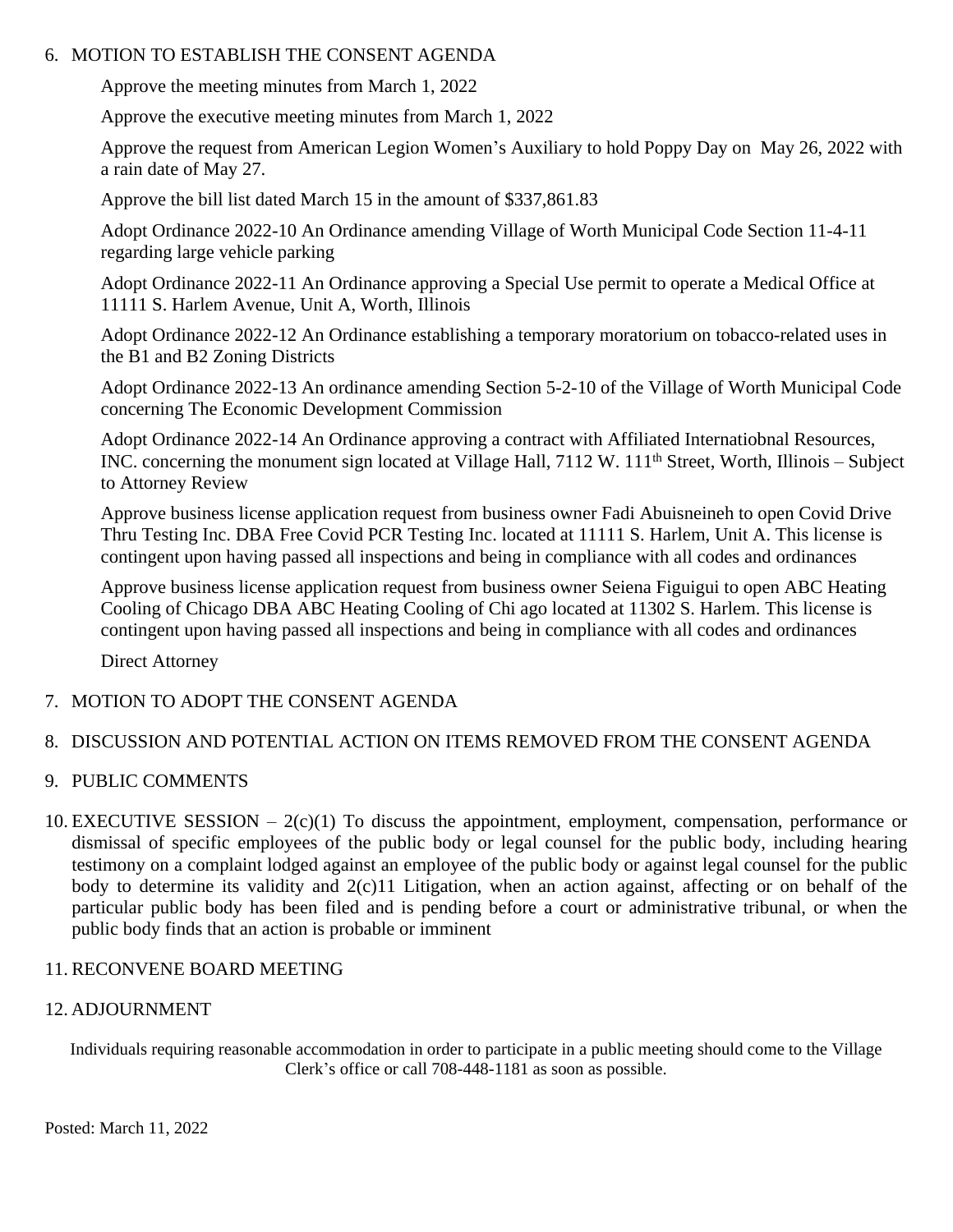6. MOTION TO ESTABLISH THE CONSENT AGENDA

   Approve the meeting minutes from March 1, 2022

   Approve the executive meeting minutes from March 1, 2022

   Approve the request from American Legion Women's Auxiliary to hold Poppy Day on May 26, 2022 with a rain date of May 27.

   Approve the bill list dated March 15 in the amount of $337,861.83

   Adopt Ordinance 2022-10 An Ordinance amending Village of Worth Municipal Code Section 11-4-11 regarding large vehicle parking

   Adopt Ordinance 2022-11 An Ordinance approving a Special Use permit to operate a Medical Office at 11111 S. Harlem Avenue, Unit A, Worth, Illinois

   Adopt Ordinance 2022-12 An Ordinance establishing a temporary moratorium on tobacco-related uses in the B1 and B2 Zoning Districts

   Adopt Ordinance 2022-13 An ordinance amending Section 5-2-10 of the Village of Worth Municipal Code concerning The Economic Development Commission

   Adopt Ordinance 2022-14 An Ordinance approving a contract with Affiliated Internatiobnal Resources, INC. concerning the monument sign located at Village Hall, 7112 W. 111th Street, Worth, Illinois – Subject to Attorney Review

   Approve business license application request from business owner Fadi Abuisneineh to open Covid Drive Thru Testing Inc. DBA Free Covid PCR Testing Inc. located at 11111 S. Harlem, Unit A. This license is contingent upon having passed all inspections and being in compliance with all codes and ordinances

   Approve business license application request from business owner Seiena Figuigui to open ABC Heating Cooling of Chicago DBA ABC Heating Cooling of Chi ago located at 11302 S. Harlem. This license is contingent upon having passed all inspections and being in compliance with all codes and ordinances

   Direct Attorney

7. MOTION TO ADOPT THE CONSENT AGENDA

8. DISCUSSION AND POTENTIAL ACTION ON ITEMS REMOVED FROM THE CONSENT AGENDA

9. PUBLIC COMMENTS

10. EXECUTIVE SESSION – 2(c)(1) To discuss the appointment, employment, compensation, performance or dismissal of specific employees of the public body or legal counsel for the public body, including hearing testimony on a complaint lodged against an employee of the public body or against legal counsel for the public body to determine its validity and 2(c)11 Litigation, when an action against, affecting or on behalf of the particular public body has been filed and is pending before a court or administrative tribunal, or when the public body finds that an action is probable or imminent

11. RECONVENE BOARD MEETING

12. ADJOURNMENT

Individuals requiring reasonable accommodation in order to participate in a public meeting should come to the Village Clerk's office or call 708-448-1181 as soon as possible.

Posted: March 11, 2022